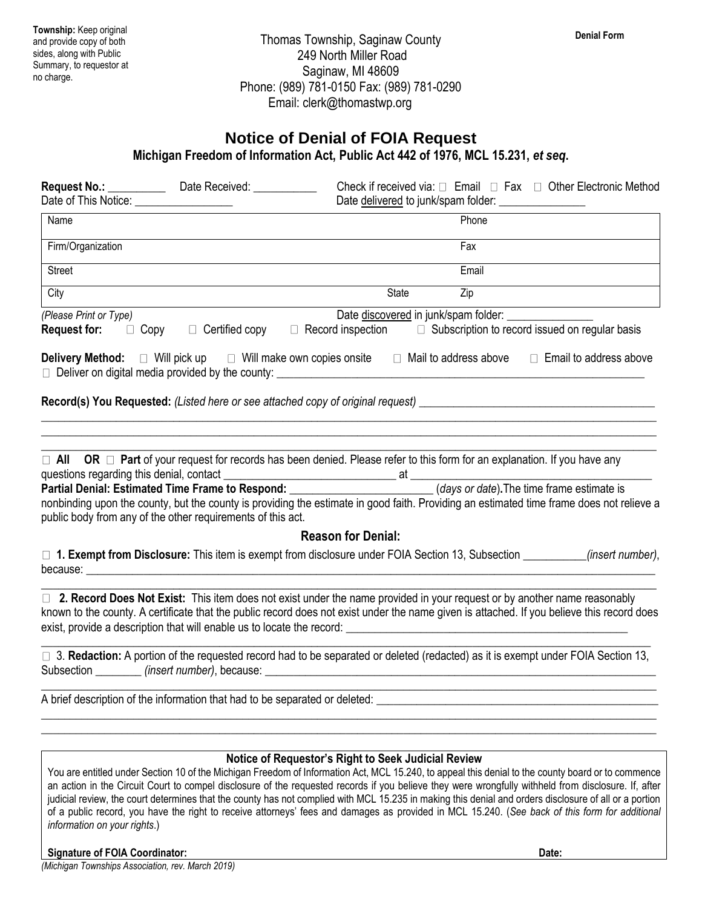**Township:** Keep original and provide copy of both sides, along with Public Summary, to requestor at no charge.

Thomas Township, Saginaw County
249 North Miller Road
Saginaw, MI 48609
Phone: (989) 781-0150 Fax: (989) 781-0290
Email: clerk@thomastwp.org

**Denial Form**

# Notice of Denial of FOIA Request

**Michigan Freedom of Information Act, Public Act 442 of 1976, MCL 15.231, *et seq.***

**Request No.:** __________ Date Received: ___________ Check if received via: ☐ Email ☐ Fax ☐ Other Electronic Method

Date of This Notice: _________________ Date delivered to junk/spam folder: _______________

| Name | | Phone |
|---|---|---|
| Firm/Organization | | Fax |
| Street | | Email |
| City | State | Zip |

*(Please Print or Type)* Date discovered in junk/spam folder: _______________

**Request for:** ☐ Copy ☐ Certified copy ☐ Record inspection ☐ Subscription to record issued on regular basis

**Delivery Method:** ☐ Will pick up ☐ Will make own copies onsite ☐ Mail to address above ☐ Email to address above
☐ Deliver on digital media provided by the county: ___________________________________________________________

**Record(s) You Requested:** *(Listed here or see attached copy of original request)* _______________________________________
______________________________________________________________________________________________________
______________________________________________________________________________________________________
______________________________________________________________________________________________________

☐ **All OR** ☐ **Part** of your request for records has been denied. Please refer to this form for an explanation. If you have any questions regarding this denial, contact ______________________________ at ________________________________________

**Partial Denial: Estimated Time Frame to Respond:** ________________________ (*days or date*)**.** The time frame estimate is nonbinding upon the county, but the county is providing the estimate in good faith. Providing an estimated time frame does not relieve a public body from any of the other requirements of this act.

### Reason for Denial:

☐ **1. Exempt from Disclosure:** This item is exempt from disclosure under FOIA Section 13, Subsection ___________*(insert number)*, because: ___________________________________________________________________________________________
______________________________________________________________________________________________________

☐ **2. Record Does Not Exist:** This item does not exist under the name provided in your request or by another name reasonably known to the county. A certificate that the public record does not exist under the name given is attached. If you believe this record does exist, provide a description that will enable us to locate the record: __________________________________________________
______________________________________________________________________________________________________

☐ 3. **Redaction:** A portion of the requested record had to be separated or deleted (redacted) as it is exempt under FOIA Section 13, Subsection ________ *(insert number)*, because: ___________________________________________________________________
______________________________________________________________________________________________________

A brief description of the information that had to be separated or deleted: _______________________________________________
______________________________________________________________________________________________________
______________________________________________________________________________________________________

### Notice of Requestor's Right to Seek Judicial Review

You are entitled under Section 10 of the Michigan Freedom of Information Act, MCL 15.240, to appeal this denial to the county board or to commence an action in the Circuit Court to compel disclosure of the requested records if you believe they were wrongfully withheld from disclosure. If, after judicial review, the court determines that the county has not complied with MCL 15.235 in making this denial and orders disclosure of all or a portion of a public record, you have the right to receive attorneys' fees and damages as provided in MCL 15.240. (*See back of this form for additional information on your rights*.)

**Signature of FOIA Coordinator:** **Date:**

*(Michigan Townships Association, rev. March 2019)*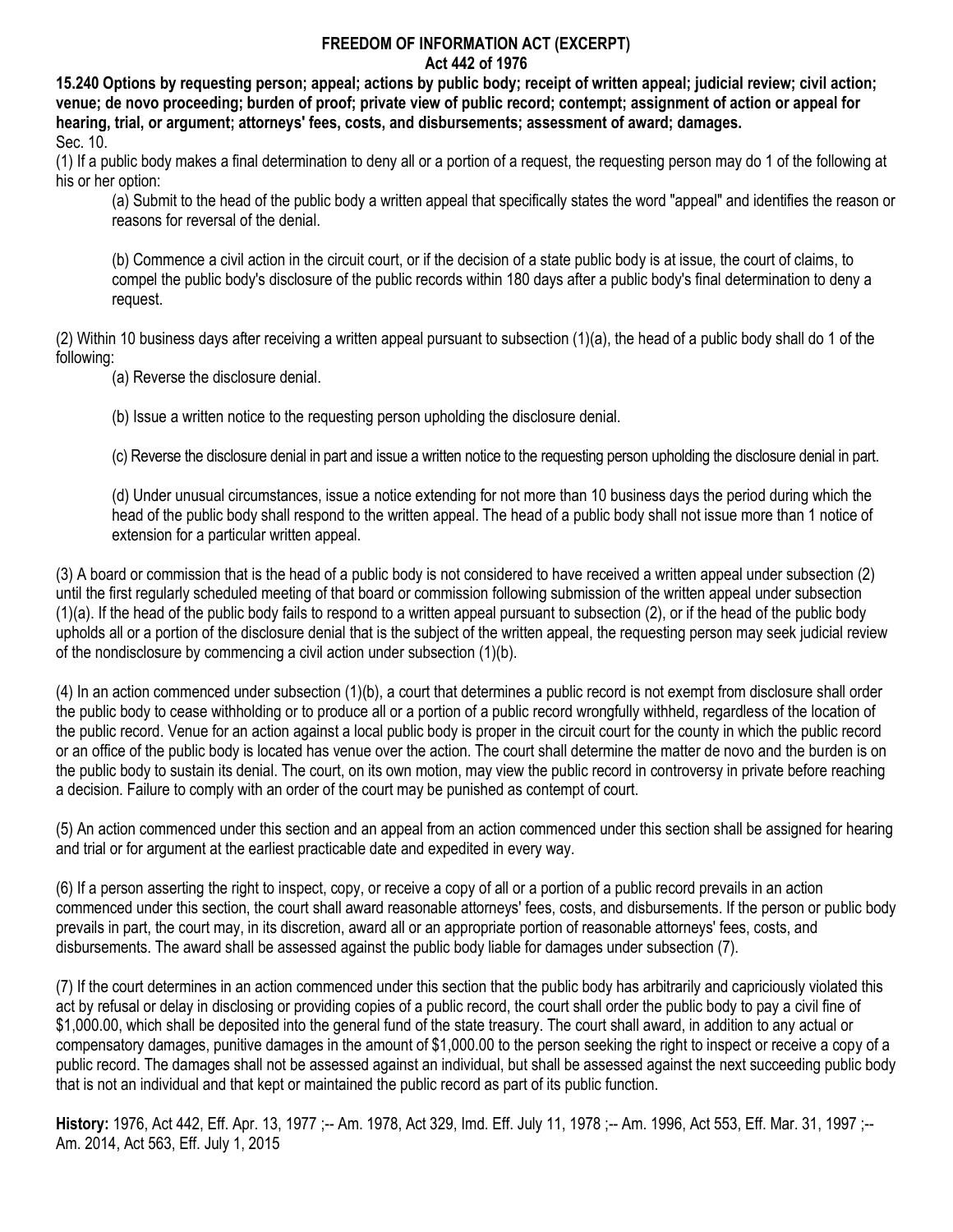# FREEDOM OF INFORMATION ACT (EXCERPT)
## Act 442 of 1976

**15.240 Options by requesting person; appeal; actions by public body; receipt of written appeal; judicial review; civil action; venue; de novo proceeding; burden of proof; private view of public record; contempt; assignment of action or appeal for hearing, trial, or argument; attorneys' fees, costs, and disbursements; assessment of award; damages.**

Sec. 10.

(1) If a public body makes a final determination to deny all or a portion of a request, the requesting person may do 1 of the following at his or her option:

(a) Submit to the head of the public body a written appeal that specifically states the word "appeal" and identifies the reason or reasons for reversal of the denial.

(b) Commence a civil action in the circuit court, or if the decision of a state public body is at issue, the court of claims, to compel the public body's disclosure of the public records within 180 days after a public body's final determination to deny a request.

(2) Within 10 business days after receiving a written appeal pursuant to subsection (1)(a), the head of a public body shall do 1 of the following:

(a) Reverse the disclosure denial.

(b) Issue a written notice to the requesting person upholding the disclosure denial.

(c) Reverse the disclosure denial in part and issue a written notice to the requesting person upholding the disclosure denial in part.

(d) Under unusual circumstances, issue a notice extending for not more than 10 business days the period during which the head of the public body shall respond to the written appeal. The head of a public body shall not issue more than 1 notice of extension for a particular written appeal.

(3) A board or commission that is the head of a public body is not considered to have received a written appeal under subsection (2) until the first regularly scheduled meeting of that board or commission following submission of the written appeal under subsection (1)(a). If the head of the public body fails to respond to a written appeal pursuant to subsection (2), or if the head of the public body upholds all or a portion of the disclosure denial that is the subject of the written appeal, the requesting person may seek judicial review of the nondisclosure by commencing a civil action under subsection (1)(b).

(4) In an action commenced under subsection (1)(b), a court that determines a public record is not exempt from disclosure shall order the public body to cease withholding or to produce all or a portion of a public record wrongfully withheld, regardless of the location of the public record. Venue for an action against a local public body is proper in the circuit court for the county in which the public record or an office of the public body is located has venue over the action. The court shall determine the matter de novo and the burden is on the public body to sustain its denial. The court, on its own motion, may view the public record in controversy in private before reaching a decision. Failure to comply with an order of the court may be punished as contempt of court.

(5) An action commenced under this section and an appeal from an action commenced under this section shall be assigned for hearing and trial or for argument at the earliest practicable date and expedited in every way.

(6) If a person asserting the right to inspect, copy, or receive a copy of all or a portion of a public record prevails in an action commenced under this section, the court shall award reasonable attorneys' fees, costs, and disbursements. If the person or public body prevails in part, the court may, in its discretion, award all or an appropriate portion of reasonable attorneys' fees, costs, and disbursements. The award shall be assessed against the public body liable for damages under subsection (7).

(7) If the court determines in an action commenced under this section that the public body has arbitrarily and capriciously violated this act by refusal or delay in disclosing or providing copies of a public record, the court shall order the public body to pay a civil fine of $1,000.00, which shall be deposited into the general fund of the state treasury. The court shall award, in addition to any actual or compensatory damages, punitive damages in the amount of $1,000.00 to the person seeking the right to inspect or receive a copy of a public record. The damages shall not be assessed against an individual, but shall be assessed against the next succeeding public body that is not an individual and that kept or maintained the public record as part of its public function.

**History:** 1976, Act 442, Eff. Apr. 13, 1977 ;-- Am. 1978, Act 329, Imd. Eff. July 11, 1978 ;-- Am. 1996, Act 553, Eff. Mar. 31, 1997 ;-- Am. 2014, Act 563, Eff. July 1, 2015